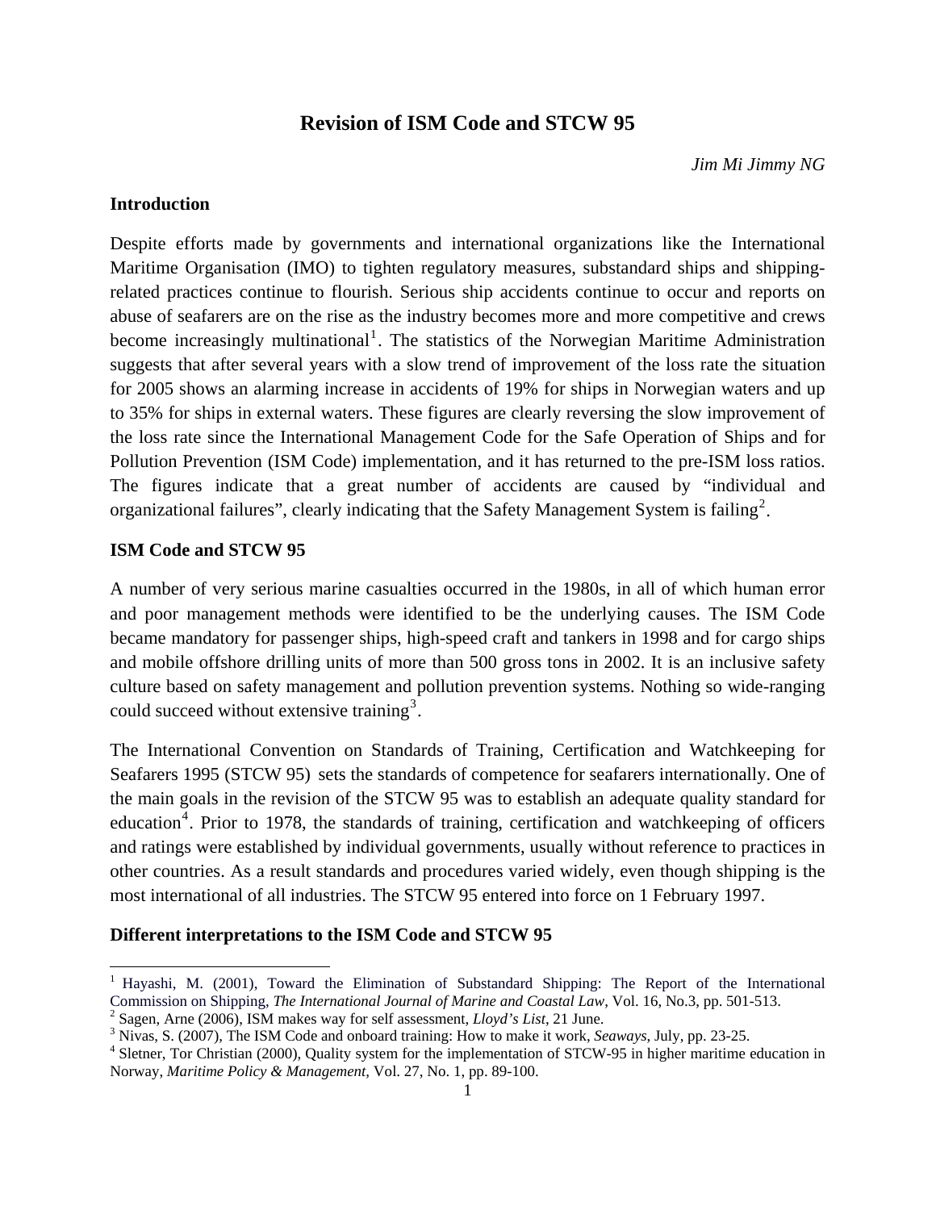# Revision of ISM Code and STCW 95

*Jim Mi Jimmy NG*

## Introduction

Despite efforts made by governments and international organizations like the International Maritime Organisation (IMO) to tighten regulatory measures, substandard ships and shipping-related practices continue to flourish. Serious ship accidents continue to occur and reports on abuse of seafarers are on the rise as the industry becomes more and more competitive and crews become increasingly multinational[1]. The statistics of the Norwegian Maritime Administration suggests that after several years with a slow trend of improvement of the loss rate the situation for 2005 shows an alarming increase in accidents of 19% for ships in Norwegian waters and up to 35% for ships in external waters. These figures are clearly reversing the slow improvement of the loss rate since the International Management Code for the Safe Operation of Ships and for Pollution Prevention (ISM Code) implementation, and it has returned to the pre-ISM loss ratios. The figures indicate that a great number of accidents are caused by "individual and organizational failures", clearly indicating that the Safety Management System is failing[2].

## ISM Code and STCW 95

A number of very serious marine casualties occurred in the 1980s, in all of which human error and poor management methods were identified to be the underlying causes. The ISM Code became mandatory for passenger ships, high-speed craft and tankers in 1998 and for cargo ships and mobile offshore drilling units of more than 500 gross tons in 2002. It is an inclusive safety culture based on safety management and pollution prevention systems. Nothing so wide-ranging could succeed without extensive training[3].

The International Convention on Standards of Training, Certification and Watchkeeping for Seafarers 1995 (STCW 95) sets the standards of competence for seafarers internationally. One of the main goals in the revision of the STCW 95 was to establish an adequate quality standard for education[4]. Prior to 1978, the standards of training, certification and watchkeeping of officers and ratings were established by individual governments, usually without reference to practices in other countries. As a result standards and procedures varied widely, even though shipping is the most international of all industries. The STCW 95 entered into force on 1 February 1997.

## Different interpretations to the ISM Code and STCW 95

---

[1] Hayashi, M. (2001), Toward the Elimination of Substandard Shipping: The Report of the International Commission on Shipping, *The International Journal of Marine and Coastal Law*, Vol. 16, No.3, pp. 501-513.

[2] Sagen, Arne (2006), ISM makes way for self assessment, *Lloyd's List*, 21 June.

[3] Nivas, S. (2007), The ISM Code and onboard training: How to make it work, *Seaways*, July, pp. 23-25.

[4] Sletner, Tor Christian (2000), Quality system for the implementation of STCW-95 in higher maritime education in Norway, *Maritime Policy & Management*, Vol. 27, No. 1, pp. 89-100.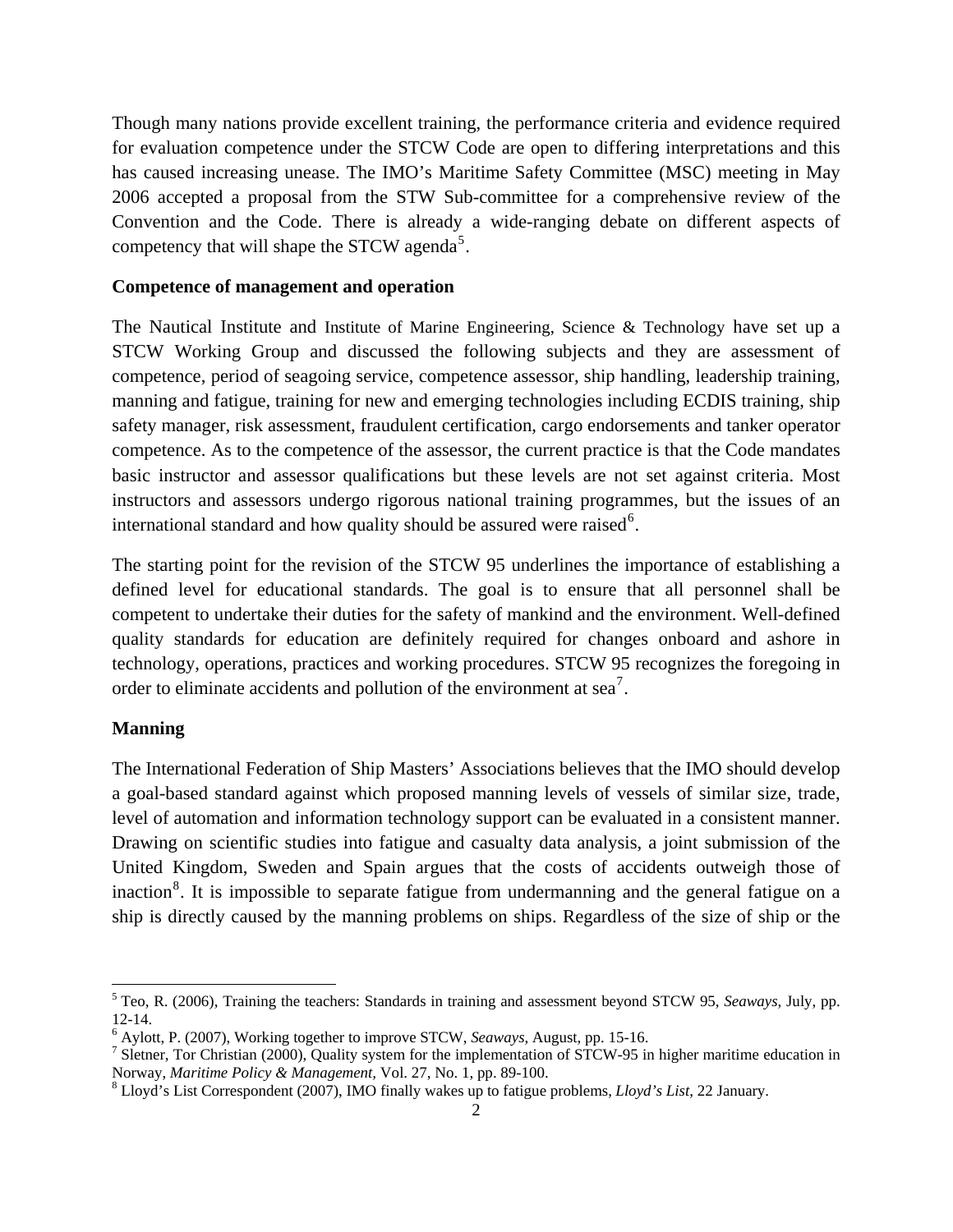Though many nations provide excellent training, the performance criteria and evidence required for evaluation competence under the STCW Code are open to differing interpretations and this has caused increasing unease. The IMO's Maritime Safety Committee (MSC) meeting in May 2006 accepted a proposal from the STW Sub-committee for a comprehensive review of the Convention and the Code. There is already a wide-ranging debate on different aspects of competency that will shape the STCW agenda[5].

**Competence of management and operation**

The Nautical Institute and Institute of Marine Engineering, Science & Technology have set up a STCW Working Group and discussed the following subjects and they are assessment of competence, period of seagoing service, competence assessor, ship handling, leadership training, manning and fatigue, training for new and emerging technologies including ECDIS training, ship safety manager, risk assessment, fraudulent certification, cargo endorsements and tanker operator competence. As to the competence of the assessor, the current practice is that the Code mandates basic instructor and assessor qualifications but these levels are not set against criteria. Most instructors and assessors undergo rigorous national training programmes, but the issues of an international standard and how quality should be assured were raised[6].

The starting point for the revision of the STCW 95 underlines the importance of establishing a defined level for educational standards. The goal is to ensure that all personnel shall be competent to undertake their duties for the safety of mankind and the environment. Well-defined quality standards for education are definitely required for changes onboard and ashore in technology, operations, practices and working procedures. STCW 95 recognizes the foregoing in order to eliminate accidents and pollution of the environment at sea[7].

**Manning**

The International Federation of Ship Masters' Associations believes that the IMO should develop a goal-based standard against which proposed manning levels of vessels of similar size, trade, level of automation and information technology support can be evaluated in a consistent manner. Drawing on scientific studies into fatigue and casualty data analysis, a joint submission of the United Kingdom, Sweden and Spain argues that the costs of accidents outweigh those of inaction[8]. It is impossible to separate fatigue from undermanning and the general fatigue on a ship is directly caused by the manning problems on ships. Regardless of the size of ship or the

---

[5] Teo, R. (2006), Training the teachers: Standards in training and assessment beyond STCW 95, *Seaways*, July, pp. 12-14.

[6] Aylott, P. (2007), Working together to improve STCW, *Seaways*, August, pp. 15-16.

[7] Sletner, Tor Christian (2000), Quality system for the implementation of STCW-95 in higher maritime education in Norway, *Maritime Policy & Management*, Vol. 27, No. 1, pp. 89-100.

[8] Lloyd's List Correspondent (2007), IMO finally wakes up to fatigue problems, *Lloyd's List*, 22 January.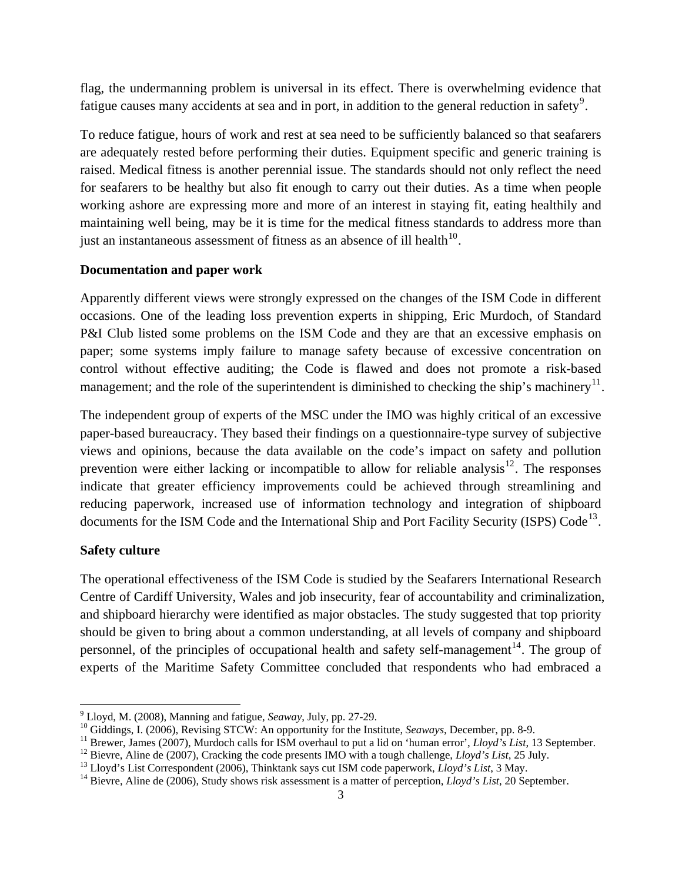flag, the undermanning problem is universal in its effect. There is overwhelming evidence that fatigue causes many accidents at sea and in port, in addition to the general reduction in safety[9].

To reduce fatigue, hours of work and rest at sea need to be sufficiently balanced so that seafarers are adequately rested before performing their duties. Equipment specific and generic training is raised. Medical fitness is another perennial issue. The standards should not only reflect the need for seafarers to be healthy but also fit enough to carry out their duties. As a time when people working ashore are expressing more and more of an interest in staying fit, eating healthily and maintaining well being, may be it is time for the medical fitness standards to address more than just an instantaneous assessment of fitness as an absence of ill health[10].

**Documentation and paper work**

Apparently different views were strongly expressed on the changes of the ISM Code in different occasions. One of the leading loss prevention experts in shipping, Eric Murdoch, of Standard P&I Club listed some problems on the ISM Code and they are that an excessive emphasis on paper; some systems imply failure to manage safety because of excessive concentration on control without effective auditing; the Code is flawed and does not promote a risk-based management; and the role of the superintendent is diminished to checking the ship's machinery[11].

The independent group of experts of the MSC under the IMO was highly critical of an excessive paper-based bureaucracy. They based their findings on a questionnaire-type survey of subjective views and opinions, because the data available on the code's impact on safety and pollution prevention were either lacking or incompatible to allow for reliable analysis[12]. The responses indicate that greater efficiency improvements could be achieved through streamlining and reducing paperwork, increased use of information technology and integration of shipboard documents for the ISM Code and the International Ship and Port Facility Security (ISPS) Code[13].

**Safety culture**

The operational effectiveness of the ISM Code is studied by the Seafarers International Research Centre of Cardiff University, Wales and job insecurity, fear of accountability and criminalization, and shipboard hierarchy were identified as major obstacles. The study suggested that top priority should be given to bring about a common understanding, at all levels of company and shipboard personnel, of the principles of occupational health and safety self-management[14]. The group of experts of the Maritime Safety Committee concluded that respondents who had embraced a

---

[9] Lloyd, M. (2008), Manning and fatigue, *Seaway*, July, pp. 27-29.

[10] Giddings, I. (2006), Revising STCW: An opportunity for the Institute, *Seaways*, December, pp. 8-9.

[11] Brewer, James (2007), Murdoch calls for ISM overhaul to put a lid on 'human error', *Lloyd's List*, 13 September.

[12] Bievre, Aline de (2007), Cracking the code presents IMO with a tough challenge, *Lloyd's List*, 25 July.

[13] Lloyd's List Correspondent (2006), Thinktank says cut ISM code paperwork, *Lloyd's List*, 3 May.

[14] Bievre, Aline de (2006), Study shows risk assessment is a matter of perception, *Lloyd's List*, 20 September.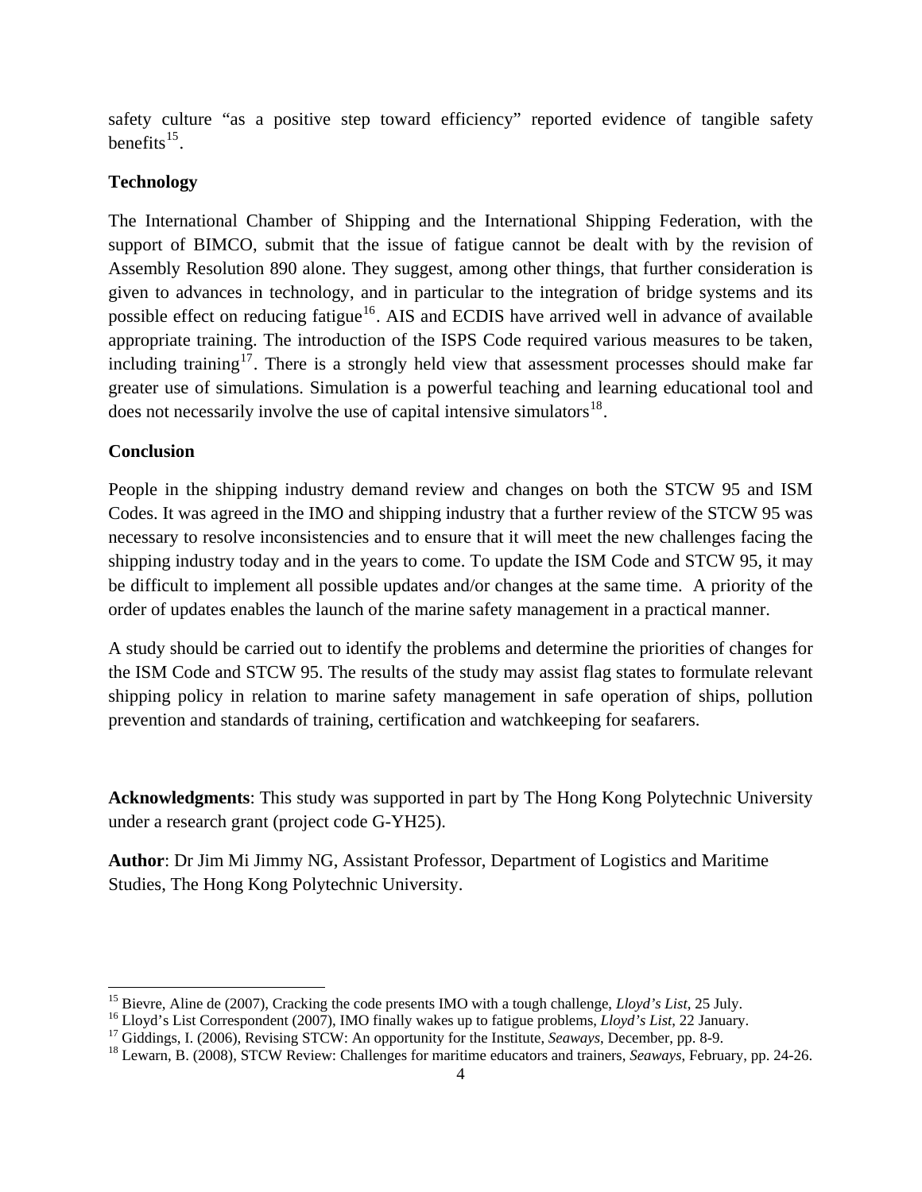safety culture "as a positive step toward efficiency" reported evidence of tangible safety benefits[15].

**Technology**

The International Chamber of Shipping and the International Shipping Federation, with the support of BIMCO, submit that the issue of fatigue cannot be dealt with by the revision of Assembly Resolution 890 alone. They suggest, among other things, that further consideration is given to advances in technology, and in particular to the integration of bridge systems and its possible effect on reducing fatigue[16]. AIS and ECDIS have arrived well in advance of available appropriate training. The introduction of the ISPS Code required various measures to be taken, including training[17]. There is a strongly held view that assessment processes should make far greater use of simulations. Simulation is a powerful teaching and learning educational tool and does not necessarily involve the use of capital intensive simulators[18].

**Conclusion**

People in the shipping industry demand review and changes on both the STCW 95 and ISM Codes. It was agreed in the IMO and shipping industry that a further review of the STCW 95 was necessary to resolve inconsistencies and to ensure that it will meet the new challenges facing the shipping industry today and in the years to come. To update the ISM Code and STCW 95, it may be difficult to implement all possible updates and/or changes at the same time. A priority of the order of updates enables the launch of the marine safety management in a practical manner.

A study should be carried out to identify the problems and determine the priorities of changes for the ISM Code and STCW 95. The results of the study may assist flag states to formulate relevant shipping policy in relation to marine safety management in safe operation of ships, pollution prevention and standards of training, certification and watchkeeping for seafarers.

**Acknowledgments**: This study was supported in part by The Hong Kong Polytechnic University under a research grant (project code G-YH25).

**Author**: Dr Jim Mi Jimmy NG, Assistant Professor, Department of Logistics and Maritime Studies, The Hong Kong Polytechnic University.

---

[15] Bievre, Aline de (2007), Cracking the code presents IMO with a tough challenge, *Lloyd's List*, 25 July.

[16] Lloyd's List Correspondent (2007), IMO finally wakes up to fatigue problems, *Lloyd's List*, 22 January.

[17] Giddings, I. (2006), Revising STCW: An opportunity for the Institute, *Seaways*, December, pp. 8-9.

[18] Lewarn, B. (2008), STCW Review: Challenges for maritime educators and trainers, *Seaways*, February, pp. 24-26.